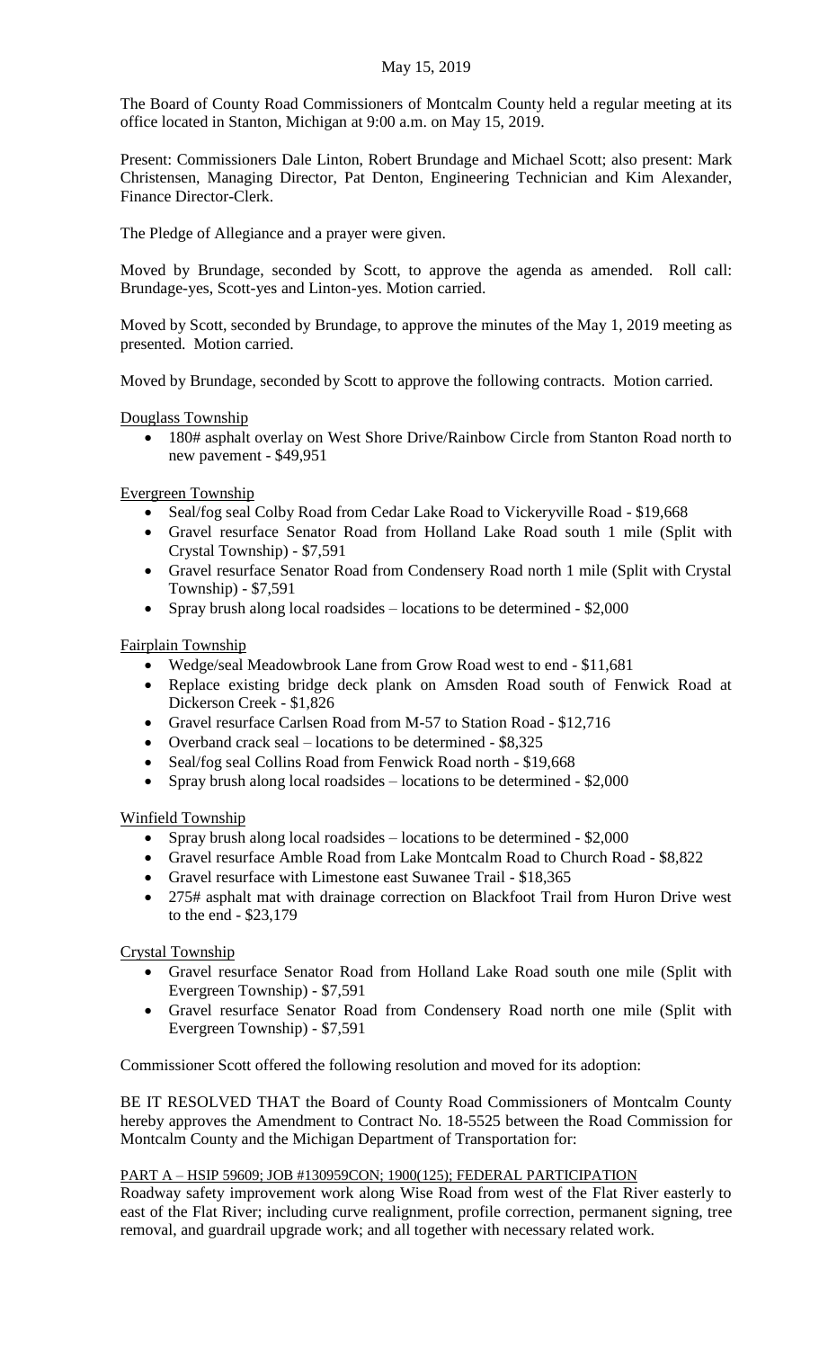May 15, 2019

The Board of County Road Commissioners of Montcalm County held a regular meeting at its office located in Stanton, Michigan at 9:00 a.m. on May 15, 2019.

Present: Commissioners Dale Linton, Robert Brundage and Michael Scott; also present: Mark Christensen, Managing Director, Pat Denton, Engineering Technician and Kim Alexander, Finance Director-Clerk.

The Pledge of Allegiance and a prayer were given.

Moved by Brundage, seconded by Scott, to approve the agenda as amended. Roll call: Brundage-yes, Scott-yes and Linton-yes. Motion carried.

Moved by Scott, seconded by Brundage, to approve the minutes of the May 1, 2019 meeting as presented. Motion carried.

Moved by Brundage, seconded by Scott to approve the following contracts. Motion carried.

Douglass Township

- 180# asphalt overlay on West Shore Drive/Rainbow Circle from Stanton Road north to new pavement - $49,951

Evergreen Township

- Seal/fog seal Colby Road from Cedar Lake Road to Vickeryville Road - $19,668
- Gravel resurface Senator Road from Holland Lake Road south 1 mile (Split with Crystal Township) - $7,591
- Gravel resurface Senator Road from Condensery Road north 1 mile (Split with Crystal Township) - $7,591
- Spray brush along local roadsides – locations to be determined - $2,000

Fairplain Township

- Wedge/seal Meadowbrook Lane from Grow Road west to end - $11,681
- Replace existing bridge deck plank on Amsden Road south of Fenwick Road at Dickerson Creek - $1,826
- Gravel resurface Carlsen Road from M-57 to Station Road - $12,716
- Overband crack seal – locations to be determined - $8,325
- Seal/fog seal Collins Road from Fenwick Road north - $19,668
- Spray brush along local roadsides – locations to be determined - $2,000

Winfield Township

- Spray brush along local roadsides – locations to be determined - $2,000
- Gravel resurface Amble Road from Lake Montcalm Road to Church Road - $8,822
- Gravel resurface with Limestone east Suwanee Trail - $18,365
- 275# asphalt mat with drainage correction on Blackfoot Trail from Huron Drive west to the end - $23,179

Crystal Township

- Gravel resurface Senator Road from Holland Lake Road south one mile (Split with Evergreen Township) - $7,591
- Gravel resurface Senator Road from Condensery Road north one mile (Split with Evergreen Township) - $7,591

Commissioner Scott offered the following resolution and moved for its adoption:

BE IT RESOLVED THAT the Board of County Road Commissioners of Montcalm County hereby approves the Amendment to Contract No. 18-5525 between the Road Commission for Montcalm County and the Michigan Department of Transportation for:

PART A – HSIP 59609; JOB #130959CON; 1900(125); FEDERAL PARTICIPATION

Roadway safety improvement work along Wise Road from west of the Flat River easterly to east of the Flat River; including curve realignment, profile correction, permanent signing, tree removal, and guardrail upgrade work; and all together with necessary related work.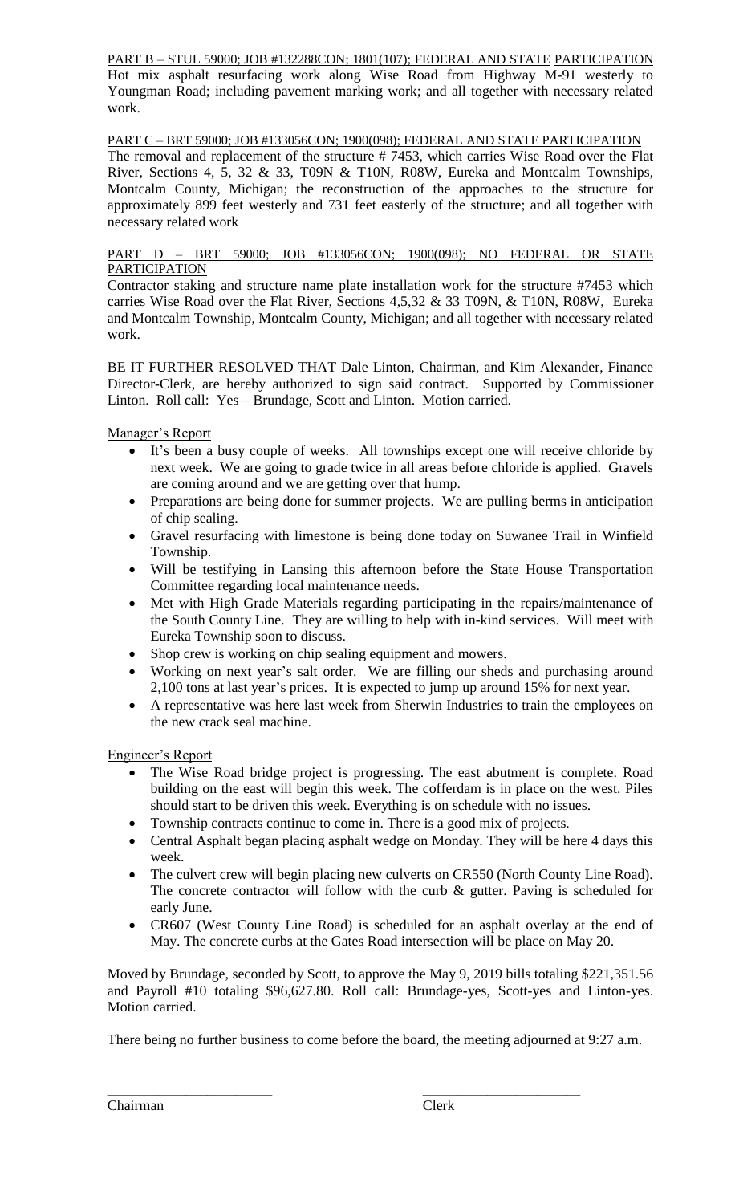PART B – STUL 59000; JOB #132288CON; 1801(107); FEDERAL AND STATE PARTICIPATION
Hot mix asphalt resurfacing work along Wise Road from Highway M-91 westerly to Youngman Road; including pavement marking work; and all together with necessary related work.

PART C – BRT 59000; JOB #133056CON; 1900(098); FEDERAL AND STATE PARTICIPATION
The removal and replacement of the structure # 7453, which carries Wise Road over the Flat River, Sections 4, 5, 32 & 33, T09N & T10N, R08W, Eureka and Montcalm Townships, Montcalm County, Michigan; the reconstruction of the approaches to the structure for approximately 899 feet westerly and 731 feet easterly of the structure; and all together with necessary related work

PART D – BRT 59000; JOB #133056CON; 1900(098); NO FEDERAL OR STATE PARTICIPATION
Contractor staking and structure name plate installation work for the structure #7453 which carries Wise Road over the Flat River, Sections 4,5,32 & 33 T09N, & T10N, R08W, Eureka and Montcalm Township, Montcalm County, Michigan; and all together with necessary related work.

BE IT FURTHER RESOLVED THAT Dale Linton, Chairman, and Kim Alexander, Finance Director-Clerk, are hereby authorized to sign said contract. Supported by Commissioner Linton. Roll call: Yes – Brundage, Scott and Linton. Motion carried.

Manager's Report

- It's been a busy couple of weeks. All townships except one will receive chloride by next week. We are going to grade twice in all areas before chloride is applied. Gravels are coming around and we are getting over that hump.
- Preparations are being done for summer projects. We are pulling berms in anticipation of chip sealing.
- Gravel resurfacing with limestone is being done today on Suwanee Trail in Winfield Township.
- Will be testifying in Lansing this afternoon before the State House Transportation Committee regarding local maintenance needs.
- Met with High Grade Materials regarding participating in the repairs/maintenance of the South County Line. They are willing to help with in-kind services. Will meet with Eureka Township soon to discuss.
- Shop crew is working on chip sealing equipment and mowers.
- Working on next year's salt order. We are filling our sheds and purchasing around 2,100 tons at last year's prices. It is expected to jump up around 15% for next year.
- A representative was here last week from Sherwin Industries to train the employees on the new crack seal machine.

Engineer's Report

- The Wise Road bridge project is progressing. The east abutment is complete. Road building on the east will begin this week. The cofferdam is in place on the west. Piles should start to be driven this week. Everything is on schedule with no issues.
- Township contracts continue to come in. There is a good mix of projects.
- Central Asphalt began placing asphalt wedge on Monday. They will be here 4 days this week.
- The culvert crew will begin placing new culverts on CR550 (North County Line Road). The concrete contractor will follow with the curb & gutter. Paving is scheduled for early June.
- CR607 (West County Line Road) is scheduled for an asphalt overlay at the end of May. The concrete curbs at the Gates Road intersection will be place on May 20.

Moved by Brundage, seconded by Scott, to approve the May 9, 2019 bills totaling $221,351.56 and Payroll #10 totaling $96,627.80. Roll call: Brundage-yes, Scott-yes and Linton-yes. Motion carried.

There being no further business to come before the board, the meeting adjourned at 9:27 a.m.

_______________________ _______________________

Chairman Clerk